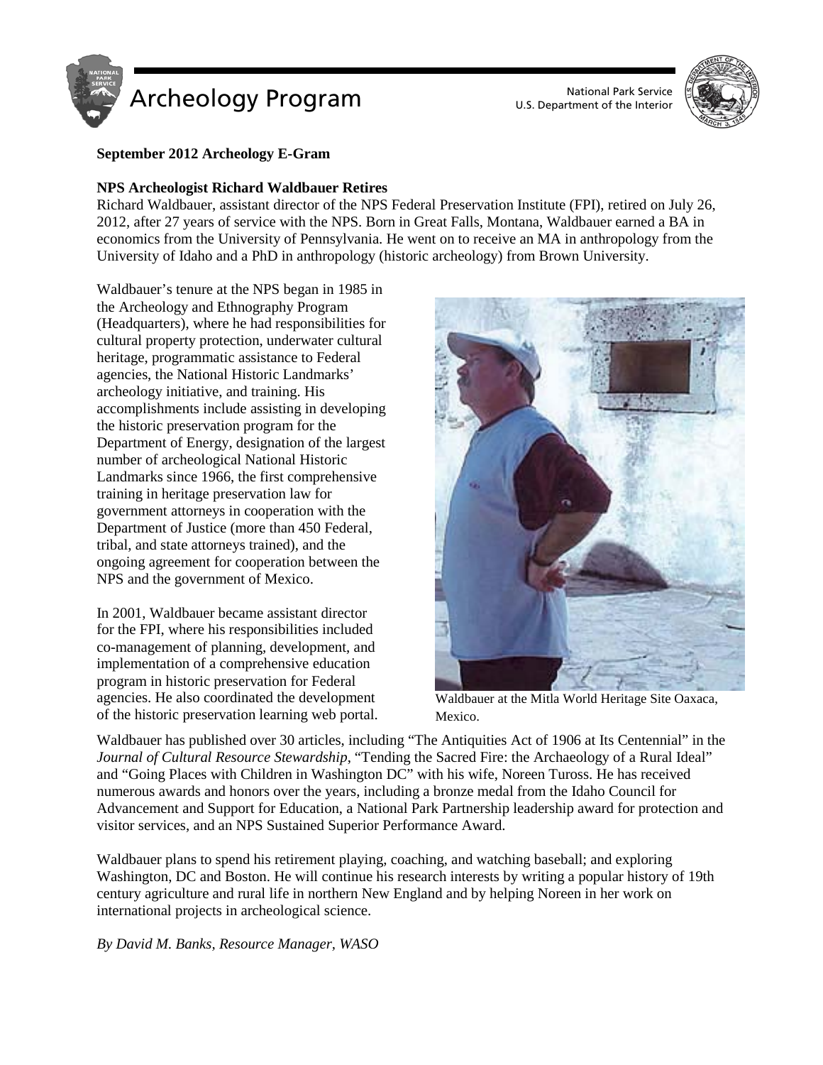**September 2012 Archeology E-Gram**

**NPS Archeologist Richard Waldbauer Retires**

Richard Waldbauer, assistant director of the NPS Federal Preservation Institute (FPI), retired on July 26, 2012, after 27 years of service with the NPS. Born in Great Falls, Montana, Waldbauer earned a BA in economics from the University of Pennsylvania. He went on to receive an MA in anthropology from the University of Idaho and a PhD in anthropology (historic archeology) from Brown University.

Waldbauer's tenure at the NPS began in 1985 in the Archeology and Ethnography Program (Headquarters), where he had responsibilities for cultural property protection, underwater cultural heritage, programmatic assistance to Federal agencies, the National Historic Landmarks' archeology initiative, and training. His accomplishments include assisting in developing the historic preservation program for the Department of Energy, designation of the largest number of archeological National Historic Landmarks since 1966, the first comprehensive training in heritage preservation law for government attorneys in cooperation with the Department of Justice (more than 450 Federal, tribal, and state attorneys trained), and the ongoing agreement for cooperation between the NPS and the government of Mexico.

In 2001, Waldbauer became assistant director for the FPI, where his responsibilities included co-management of planning, development, and implementation of a comprehensive education program in historic preservation for Federal agencies. He also coordinated the development of the historic preservation learning web portal.

Waldbauer at the Mitla World Heritage Site Oaxaca, Mexico.

Waldbauer has published over 30 articles, including "The Antiquities Act of 1906 at Its Centennial" in the *Journal of Cultural Resource Stewardship*, "Tending the Sacred Fire: the Archaeology of a Rural Ideal" and "Going Places with Children in Washington DC" with his wife, Noreen Tuross. He has received numerous awards and honors over the years, including a bronze medal from the Idaho Council for Advancement and Support for Education, a National Park Partnership leadership award for protection and visitor services, and an NPS Sustained Superior Performance Award.

Waldbauer plans to spend his retirement playing, coaching, and watching baseball; and exploring Washington, DC and Boston. He will continue his research interests by writing a popular history of 19th century agriculture and rural life in northern New England and by helping Noreen in her work on international projects in archeological science.

*By David M. Banks, Resource Manager, WASO*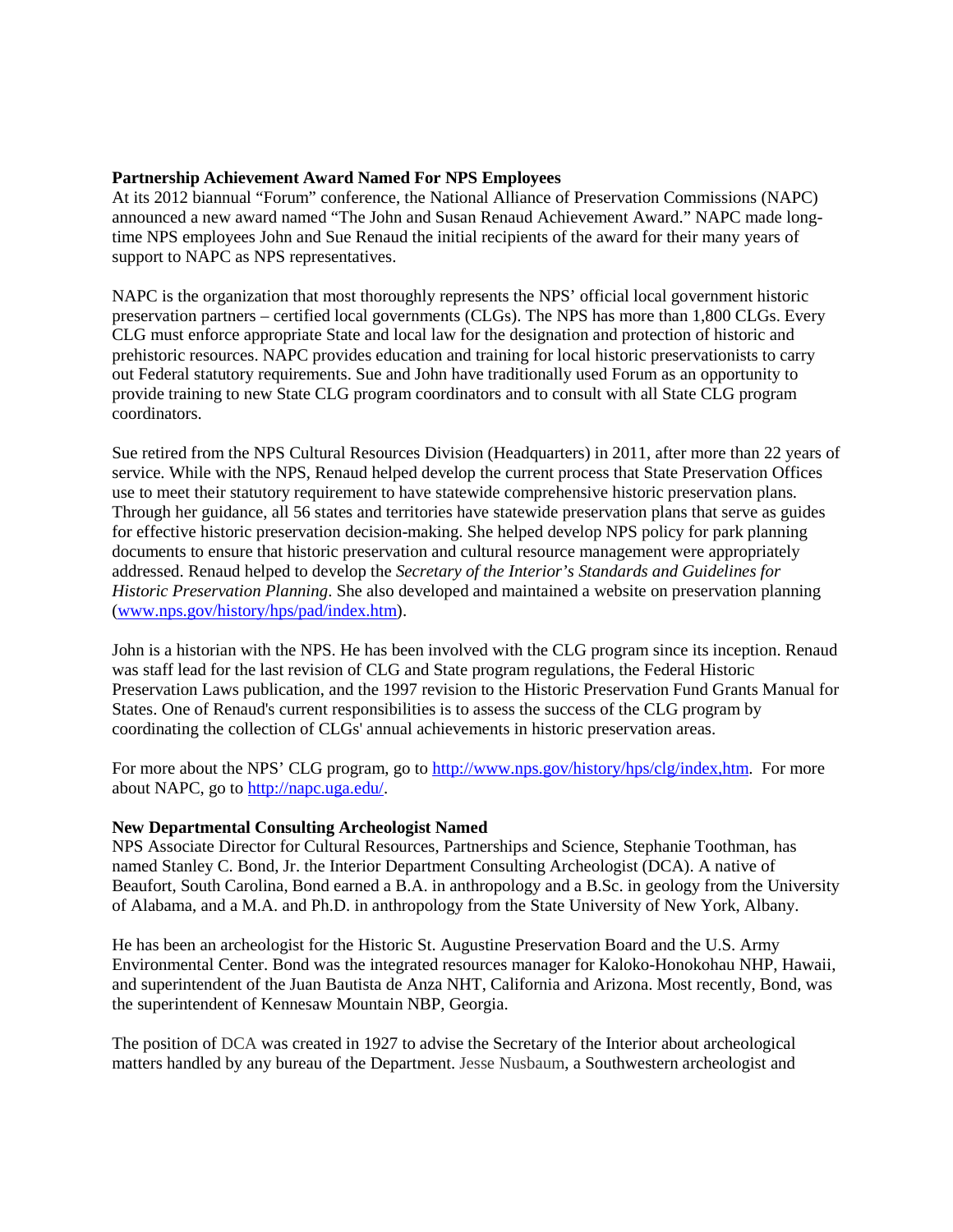**Partnership Achievement Award Named For NPS Employees**
At its 2012 biannual "Forum" conference, the National Alliance of Preservation Commissions (NAPC) announced a new award named "The John and Susan Renaud Achievement Award." NAPC made long-time NPS employees John and Sue Renaud the initial recipients of the award for their many years of support to NAPC as NPS representatives.

NAPC is the organization that most thoroughly represents the NPS' official local government historic preservation partners – certified local governments (CLGs). The NPS has more than 1,800 CLGs. Every CLG must enforce appropriate State and local law for the designation and protection of historic and prehistoric resources. NAPC provides education and training for local historic preservationists to carry out Federal statutory requirements. Sue and John have traditionally used Forum as an opportunity to provide training to new State CLG program coordinators and to consult with all State CLG program coordinators.

Sue retired from the NPS Cultural Resources Division (Headquarters) in 2011, after more than 22 years of service. While with the NPS, Renaud helped develop the current process that State Preservation Offices use to meet their statutory requirement to have statewide comprehensive historic preservation plans. Through her guidance, all 56 states and territories have statewide preservation plans that serve as guides for effective historic preservation decision-making. She helped develop NPS policy for park planning documents to ensure that historic preservation and cultural resource management were appropriately addressed. Renaud helped to develop the *Secretary of the Interior's Standards and Guidelines for Historic Preservation Planning*. She also developed and maintained a website on preservation planning (www.nps.gov/history/hps/pad/index.htm).

John is a historian with the NPS. He has been involved with the CLG program since its inception. Renaud was staff lead for the last revision of CLG and State program regulations, the Federal Historic Preservation Laws publication, and the 1997 revision to the Historic Preservation Fund Grants Manual for States. One of Renaud's current responsibilities is to assess the success of the CLG program by coordinating the collection of CLGs' annual achievements in historic preservation areas.

For more about the NPS' CLG program, go to http://www.nps.gov/history/hps/clg/index,htm. For more about NAPC, go to http://napc.uga.edu/.

**New Departmental Consulting Archeologist Named**
NPS Associate Director for Cultural Resources, Partnerships and Science, Stephanie Toothman, has named Stanley C. Bond, Jr. the Interior Department Consulting Archeologist (DCA). A native of Beaufort, South Carolina, Bond earned a B.A. in anthropology and a B.Sc. in geology from the University of Alabama, and a M.A. and Ph.D. in anthropology from the State University of New York, Albany.

He has been an archeologist for the Historic St. Augustine Preservation Board and the U.S. Army Environmental Center. Bond was the integrated resources manager for Kaloko-Honokohau NHP, Hawaii, and superintendent of the Juan Bautista de Anza NHT, California and Arizona. Most recently, Bond, was the superintendent of Kennesaw Mountain NBP, Georgia.

The position of DCA was created in 1927 to advise the Secretary of the Interior about archeological matters handled by any bureau of the Department. Jesse Nusbaum, a Southwestern archeologist and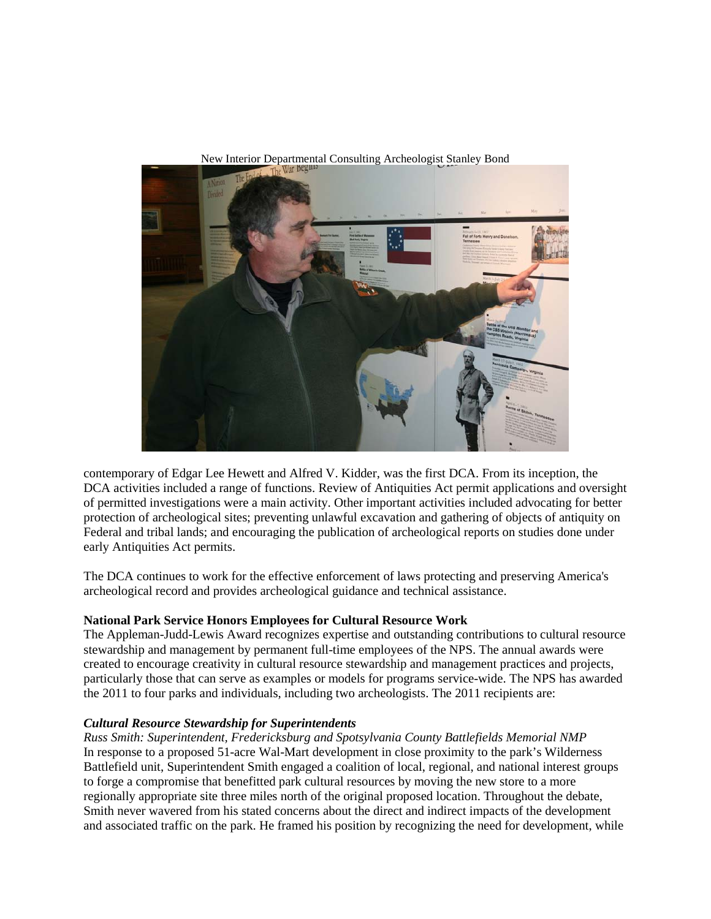New Interior Departmental Consulting Archeologist Stanley Bond

contemporary of Edgar Lee Hewett and Alfred V. Kidder, was the first DCA. From its inception, the DCA activities included a range of functions. Review of Antiquities Act permit applications and oversight of permitted investigations were a main activity. Other important activities included advocating for better protection of archeological sites; preventing unlawful excavation and gathering of objects of antiquity on Federal and tribal lands; and encouraging the publication of archeological reports on studies done under early Antiquities Act permits.

The DCA continues to work for the effective enforcement of laws protecting and preserving America's archeological record and provides archeological guidance and technical assistance.

**National Park Service Honors Employees for Cultural Resource Work**

The Appleman-Judd-Lewis Award recognizes expertise and outstanding contributions to cultural resource stewardship and management by permanent full-time employees of the NPS. The annual awards were created to encourage creativity in cultural resource stewardship and management practices and projects, particularly those that can serve as examples or models for programs service-wide. The NPS has awarded the 2011 to four parks and individuals, including two archeologists. The 2011 recipients are:

***Cultural Resource Stewardship for Superintendents***

*Russ Smith: Superintendent, Fredericksburg and Spotsylvania County Battlefields Memorial NMP*

In response to a proposed 51-acre Wal-Mart development in close proximity to the park's Wilderness Battlefield unit, Superintendent Smith engaged a coalition of local, regional, and national interest groups to forge a compromise that benefitted park cultural resources by moving the new store to a more regionally appropriate site three miles north of the original proposed location. Throughout the debate, Smith never wavered from his stated concerns about the direct and indirect impacts of the development and associated traffic on the park. He framed his position by recognizing the need for development, while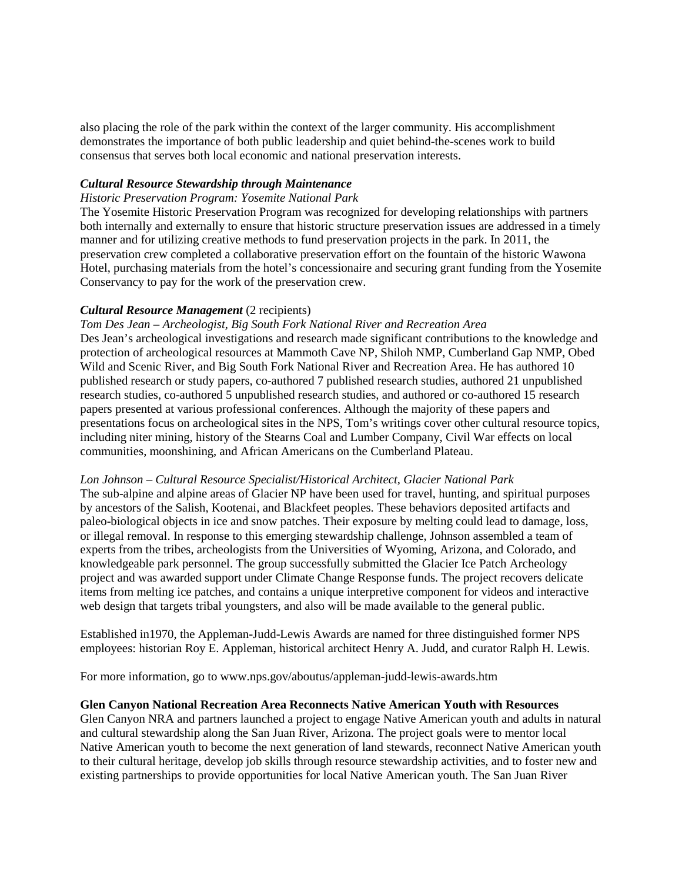also placing the role of the park within the context of the larger community. His accomplishment demonstrates the importance of both public leadership and quiet behind-the-scenes work to build consensus that serves both local economic and national preservation interests.

***Cultural Resource Stewardship through Maintenance***

*Historic Preservation Program: Yosemite National Park*

The Yosemite Historic Preservation Program was recognized for developing relationships with partners both internally and externally to ensure that historic structure preservation issues are addressed in a timely manner and for utilizing creative methods to fund preservation projects in the park. In 2011, the preservation crew completed a collaborative preservation effort on the fountain of the historic Wawona Hotel, purchasing materials from the hotel's concessionaire and securing grant funding from the Yosemite Conservancy to pay for the work of the preservation crew.

***Cultural Resource Management*** (2 recipients)

*Tom Des Jean – Archeologist, Big South Fork National River and Recreation Area*

Des Jean's archeological investigations and research made significant contributions to the knowledge and protection of archeological resources at Mammoth Cave NP, Shiloh NMP, Cumberland Gap NMP, Obed Wild and Scenic River, and Big South Fork National River and Recreation Area. He has authored 10 published research or study papers, co-authored 7 published research studies, authored 21 unpublished research studies, co-authored 5 unpublished research studies, and authored or co-authored 15 research papers presented at various professional conferences. Although the majority of these papers and presentations focus on archeological sites in the NPS, Tom's writings cover other cultural resource topics, including niter mining, history of the Stearns Coal and Lumber Company, Civil War effects on local communities, moonshining, and African Americans on the Cumberland Plateau.

*Lon Johnson – Cultural Resource Specialist/Historical Architect, Glacier National Park*

The sub-alpine and alpine areas of Glacier NP have been used for travel, hunting, and spiritual purposes by ancestors of the Salish, Kootenai, and Blackfeet peoples. These behaviors deposited artifacts and paleo-biological objects in ice and snow patches. Their exposure by melting could lead to damage, loss, or illegal removal. In response to this emerging stewardship challenge, Johnson assembled a team of experts from the tribes, archeologists from the Universities of Wyoming, Arizona, and Colorado, and knowledgeable park personnel. The group successfully submitted the Glacier Ice Patch Archeology project and was awarded support under Climate Change Response funds. The project recovers delicate items from melting ice patches, and contains a unique interpretive component for videos and interactive web design that targets tribal youngsters, and also will be made available to the general public.

Established in1970, the Appleman-Judd-Lewis Awards are named for three distinguished former NPS employees: historian Roy E. Appleman, historical architect Henry A. Judd, and curator Ralph H. Lewis.

For more information, go to www.nps.gov/aboutus/appleman-judd-lewis-awards.htm

**Glen Canyon National Recreation Area Reconnects Native American Youth with Resources**

Glen Canyon NRA and partners launched a project to engage Native American youth and adults in natural and cultural stewardship along the San Juan River, Arizona. The project goals were to mentor local Native American youth to become the next generation of land stewards, reconnect Native American youth to their cultural heritage, develop job skills through resource stewardship activities, and to foster new and existing partnerships to provide opportunities for local Native American youth. The San Juan River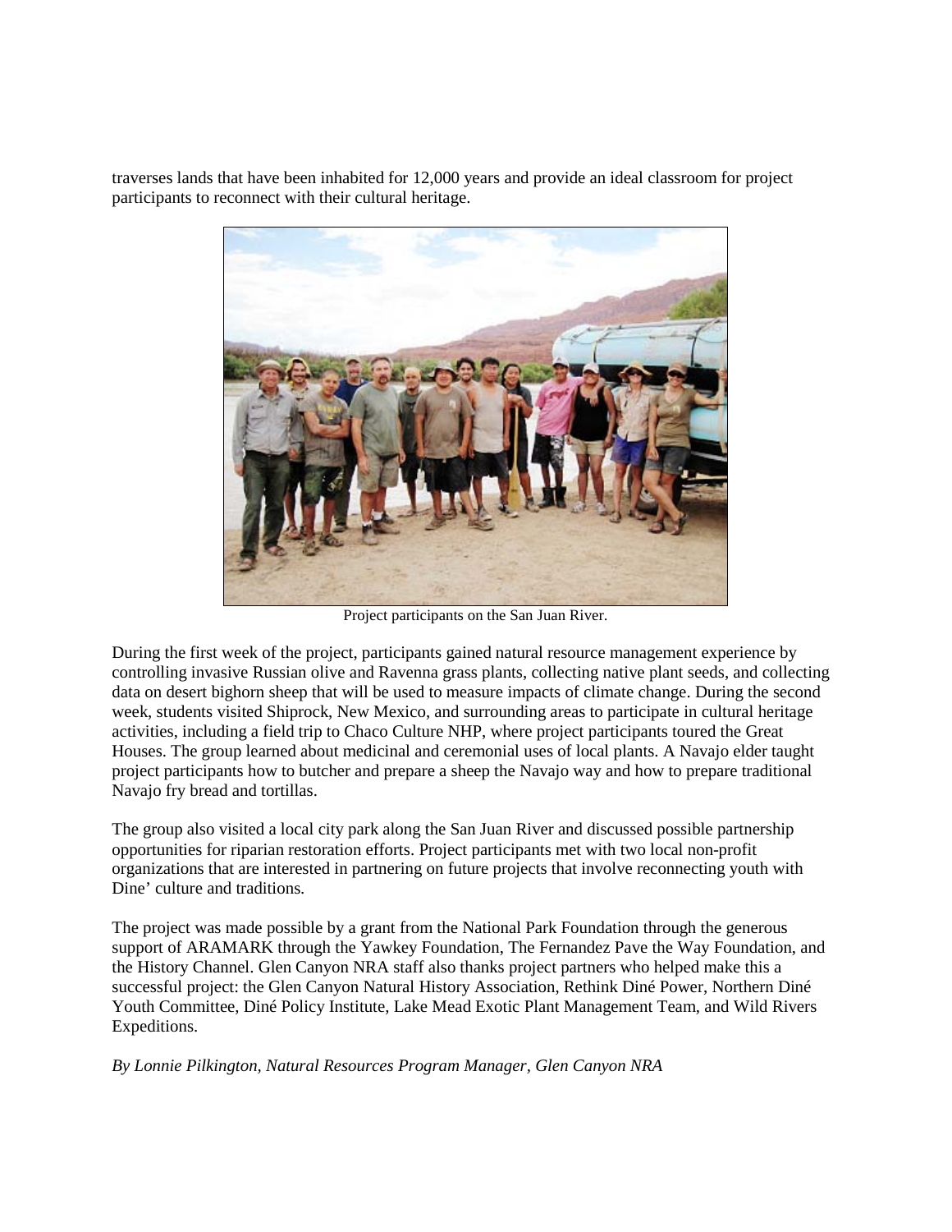traverses lands that have been inhabited for 12,000 years and provide an ideal classroom for project participants to reconnect with their cultural heritage.

Project participants on the San Juan River.

During the first week of the project, participants gained natural resource management experience by controlling invasive Russian olive and Ravenna grass plants, collecting native plant seeds, and collecting data on desert bighorn sheep that will be used to measure impacts of climate change. During the second week, students visited Shiprock, New Mexico, and surrounding areas to participate in cultural heritage activities, including a field trip to Chaco Culture NHP, where project participants toured the Great Houses. The group learned about medicinal and ceremonial uses of local plants. A Navajo elder taught project participants how to butcher and prepare a sheep the Navajo way and how to prepare traditional Navajo fry bread and tortillas.

The group also visited a local city park along the San Juan River and discussed possible partnership opportunities for riparian restoration efforts. Project participants met with two local non-profit organizations that are interested in partnering on future projects that involve reconnecting youth with Dine' culture and traditions.

The project was made possible by a grant from the National Park Foundation through the generous support of ARAMARK through the Yawkey Foundation, The Fernandez Pave the Way Foundation, and the History Channel. Glen Canyon NRA staff also thanks project partners who helped make this a successful project: the Glen Canyon Natural History Association, Rethink Diné Power, Northern Diné Youth Committee, Diné Policy Institute, Lake Mead Exotic Plant Management Team, and Wild Rivers Expeditions.

*By Lonnie Pilkington, Natural Resources Program Manager, Glen Canyon NRA*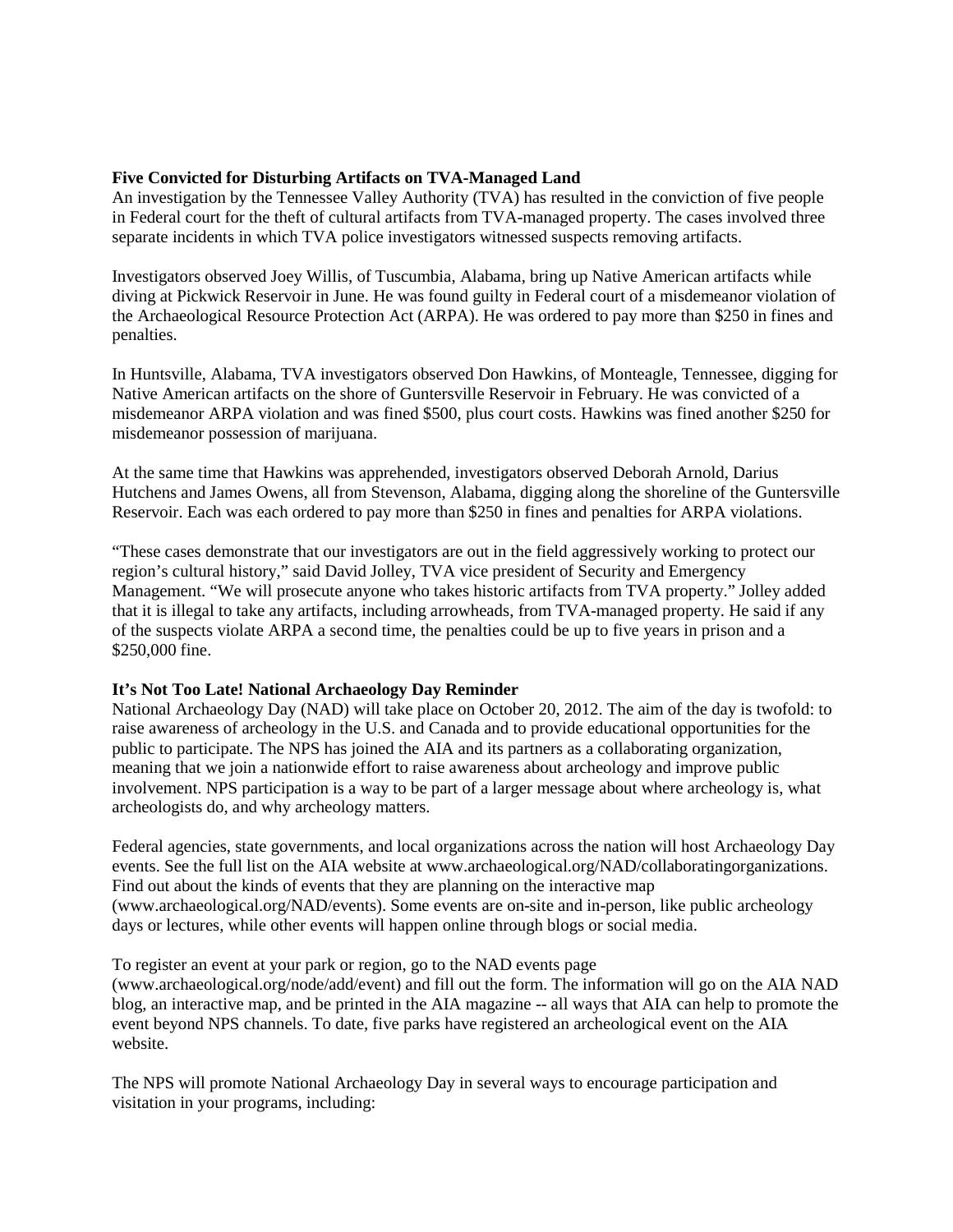**Five Convicted for Disturbing Artifacts on TVA-Managed Land**

An investigation by the Tennessee Valley Authority (TVA) has resulted in the conviction of five people in Federal court for the theft of cultural artifacts from TVA-managed property. The cases involved three separate incidents in which TVA police investigators witnessed suspects removing artifacts.

Investigators observed Joey Willis, of Tuscumbia, Alabama, bring up Native American artifacts while diving at Pickwick Reservoir in June. He was found guilty in Federal court of a misdemeanor violation of the Archaeological Resource Protection Act (ARPA). He was ordered to pay more than $250 in fines and penalties.

In Huntsville, Alabama, TVA investigators observed Don Hawkins, of Monteagle, Tennessee, digging for Native American artifacts on the shore of Guntersville Reservoir in February. He was convicted of a misdemeanor ARPA violation and was fined $500, plus court costs. Hawkins was fined another $250 for misdemeanor possession of marijuana.

At the same time that Hawkins was apprehended, investigators observed Deborah Arnold, Darius Hutchens and James Owens, all from Stevenson, Alabama, digging along the shoreline of the Guntersville Reservoir. Each was each ordered to pay more than $250 in fines and penalties for ARPA violations.

"These cases demonstrate that our investigators are out in the field aggressively working to protect our region's cultural history," said David Jolley, TVA vice president of Security and Emergency Management. "We will prosecute anyone who takes historic artifacts from TVA property." Jolley added that it is illegal to take any artifacts, including arrowheads, from TVA-managed property. He said if any of the suspects violate ARPA a second time, the penalties could be up to five years in prison and a $250,000 fine.

**It's Not Too Late! National Archaeology Day Reminder**

National Archaeology Day (NAD) will take place on October 20, 2012. The aim of the day is twofold: to raise awareness of archeology in the U.S. and Canada and to provide educational opportunities for the public to participate. The NPS has joined the AIA and its partners as a collaborating organization, meaning that we join a nationwide effort to raise awareness about archeology and improve public involvement. NPS participation is a way to be part of a larger message about where archeology is, what archeologists do, and why archeology matters.

Federal agencies, state governments, and local organizations across the nation will host Archaeology Day events. See the full list on the AIA website at www.archaeological.org/NAD/collaboratingorganizations. Find out about the kinds of events that they are planning on the interactive map (www.archaeological.org/NAD/events). Some events are on-site and in-person, like public archeology days or lectures, while other events will happen online through blogs or social media.

To register an event at your park or region, go to the NAD events page (www.archaeological.org/node/add/event) and fill out the form. The information will go on the AIA NAD blog, an interactive map, and be printed in the AIA magazine -- all ways that AIA can help to promote the event beyond NPS channels. To date, five parks have registered an archeological event on the AIA website.

The NPS will promote National Archaeology Day in several ways to encourage participation and visitation in your programs, including: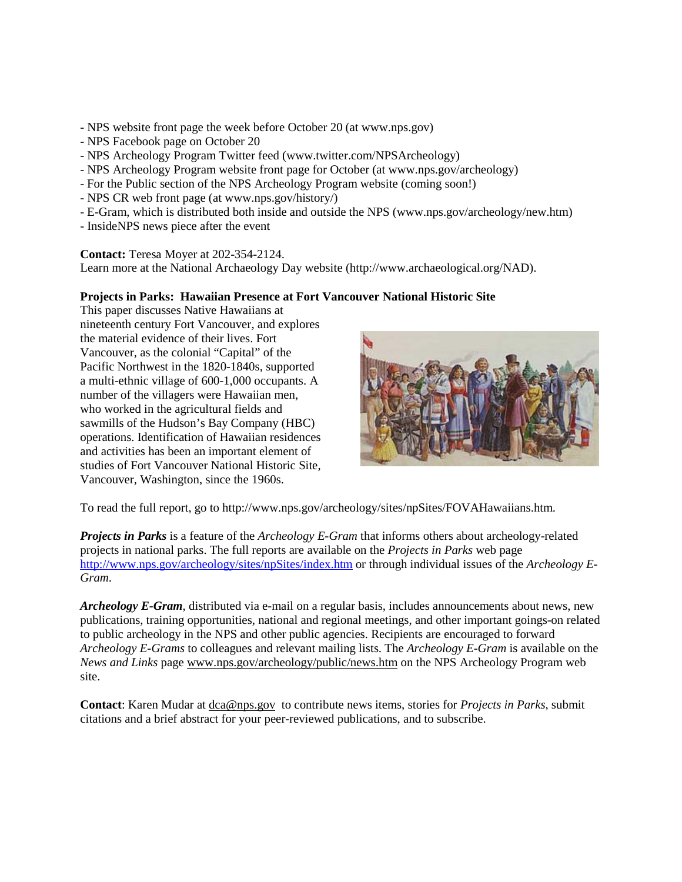- NPS website front page the week before October 20 (at www.nps.gov)
- NPS Facebook page on October 20
- NPS Archeology Program Twitter feed (www.twitter.com/NPSArcheology)
- NPS Archeology Program website front page for October (at www.nps.gov/archeology)
- For the Public section of the NPS Archeology Program website (coming soon!)
- NPS CR web front page (at www.nps.gov/history/)
- E-Gram, which is distributed both inside and outside the NPS (www.nps.gov/archeology/new.htm)
- InsideNPS news piece after the event

**Contact:** Teresa Moyer at 202-354-2124.
Learn more at the National Archaeology Day website (http://www.archaeological.org/NAD).

**Projects in Parks: Hawaiian Presence at Fort Vancouver National Historic Site**

This paper discusses Native Hawaiians at nineteenth century Fort Vancouver, and explores the material evidence of their lives. Fort Vancouver, as the colonial "Capital" of the Pacific Northwest in the 1820-1840s, supported a multi-ethnic village of 600-1,000 occupants. A number of the villagers were Hawaiian men, who worked in the agricultural fields and sawmills of the Hudson's Bay Company (HBC) operations. Identification of Hawaiian residences and activities has been an important element of studies of Fort Vancouver National Historic Site, Vancouver, Washington, since the 1960s.

To read the full report, go to http://www.nps.gov/archeology/sites/npSites/FOVAHawaiians.htm.

***Projects in Parks*** is a feature of the *Archeology E-Gram* that informs others about archeology-related projects in national parks. The full reports are available on the *Projects in Parks* web page http://www.nps.gov/archeology/sites/npSites/index.htm or through individual issues of the *Archeology E-Gram*.

***Archeology E-Gram***, distributed via e-mail on a regular basis, includes announcements about news, new publications, training opportunities, national and regional meetings, and other important goings-on related to public archeology in the NPS and other public agencies. Recipients are encouraged to forward *Archeology E-Grams* to colleagues and relevant mailing lists. The *Archeology E-Gram* is available on the *News and Links* page www.nps.gov/archeology/public/news.htm on the NPS Archeology Program web site.

**Contact**: Karen Mudar at dca@nps.gov to contribute news items, stories for *Projects in Parks*, submit citations and a brief abstract for your peer-reviewed publications, and to subscribe.